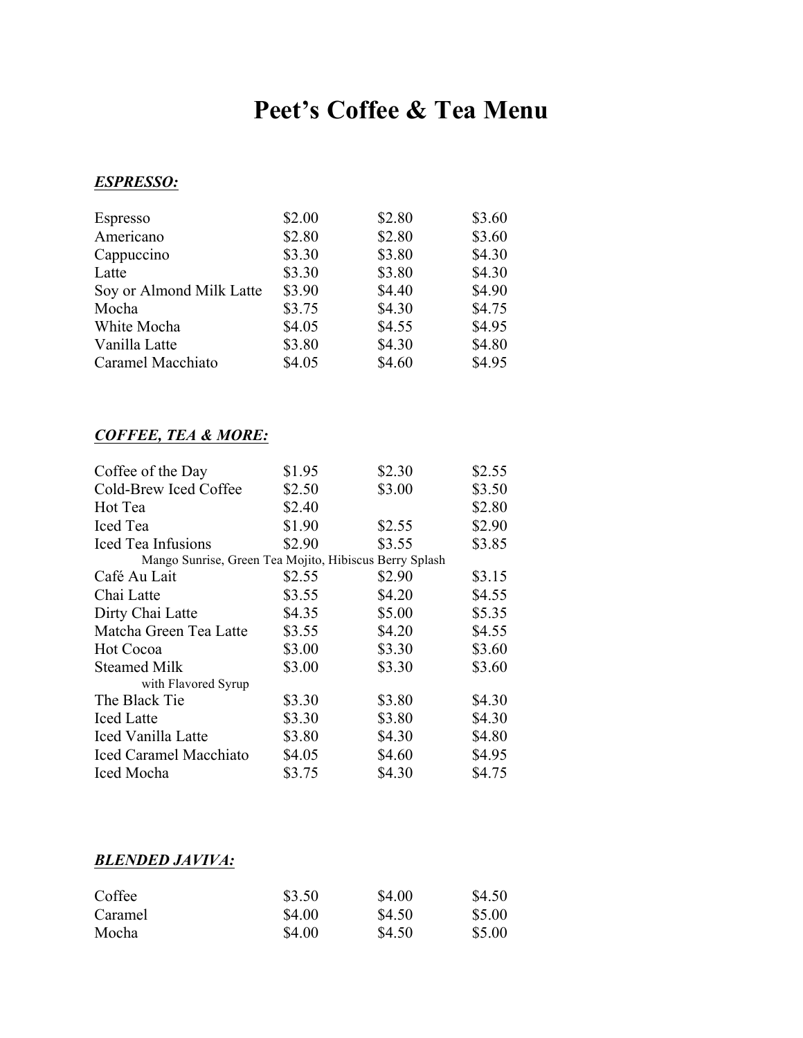# Peet's Coffee & Tea Menu

***ESPRESSO:***

| | | | |
|---|---|---|---|
| Espresso | $2.00 | $2.80 | $3.60 |
| Americano | $2.80 | $2.80 | $3.60 |
| Cappuccino | $3.30 | $3.80 | $4.30 |
| Latte | $3.30 | $3.80 | $4.30 |
| Soy or Almond Milk Latte | $3.90 | $4.40 | $4.90 |
| Mocha | $3.75 | $4.30 | $4.75 |
| White Mocha | $4.05 | $4.55 | $4.95 |
| Vanilla Latte | $3.80 | $4.30 | $4.80 |
| Caramel Macchiato | $4.05 | $4.60 | $4.95 |

***COFFEE, TEA & MORE:***

| | | | |
|---|---|---|---|
| Coffee of the Day | $1.95 | $2.30 | $2.55 |
| Cold-Brew Iced Coffee | $2.50 | $3.00 | $3.50 |
| Hot Tea | $2.40 | | $2.80 |
| Iced Tea | $1.90 | $2.55 | $2.90 |
| Iced Tea Infusions<br>Mango Sunrise, Green Tea Mojito, Hibiscus Berry Splash | $2.90 | $3.55 | $3.85 |
| Café Au Lait | $2.55 | $2.90 | $3.15 |
| Chai Latte | $3.55 | $4.20 | $4.55 |
| Dirty Chai Latte | $4.35 | $5.00 | $5.35 |
| Matcha Green Tea Latte | $3.55 | $4.20 | $4.55 |
| Hot Cocoa | $3.00 | $3.30 | $3.60 |
| Steamed Milk<br>with Flavored Syrup | $3.00 | $3.30 | $3.60 |
| The Black Tie | $3.30 | $3.80 | $4.30 |
| Iced Latte | $3.30 | $3.80 | $4.30 |
| Iced Vanilla Latte | $3.80 | $4.30 | $4.80 |
| Iced Caramel Macchiato | $4.05 | $4.60 | $4.95 |
| Iced Mocha | $3.75 | $4.30 | $4.75 |

***BLENDED JAVIVA:***

| | | | |
|---|---|---|---|
| Coffee | $3.50 | $4.00 | $4.50 |
| Caramel | $4.00 | $4.50 | $5.00 |
| Mocha | $4.00 | $4.50 | $5.00 |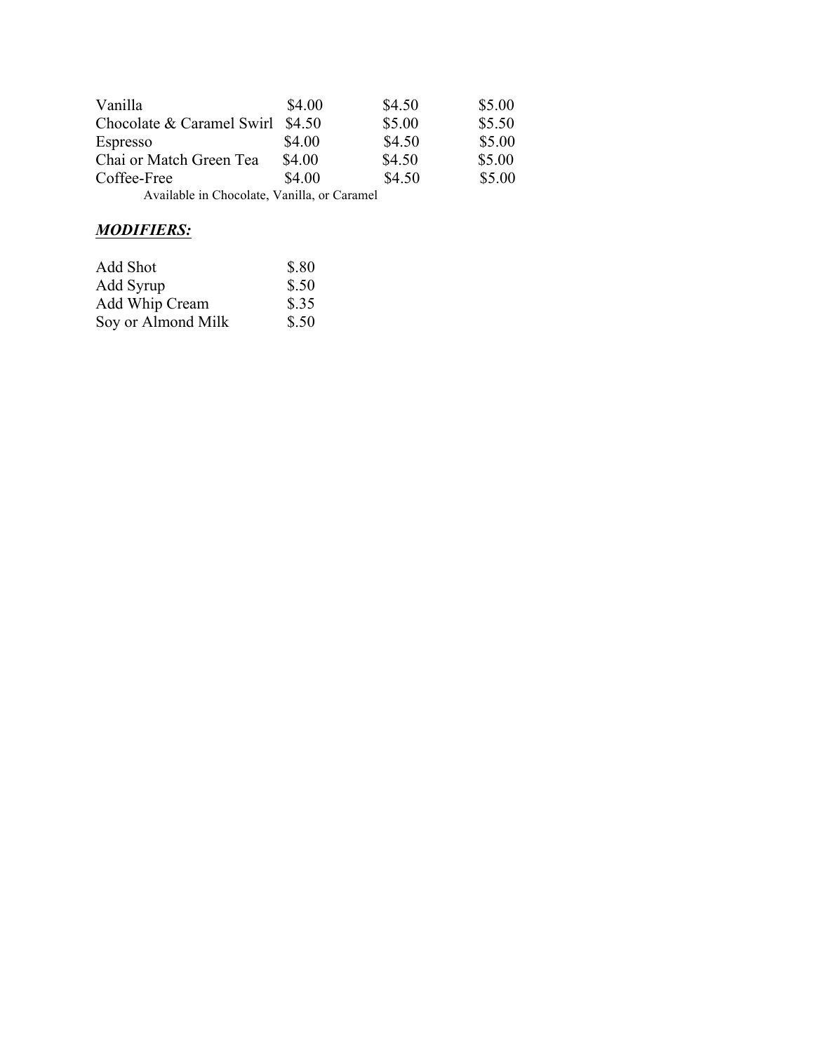| | | | |
|---|---|---|---|
| Vanilla | $4.00 | $4.50 | $5.00 |
| Chocolate & Caramel Swirl | $4.50 | $5.00 | $5.50 |
| Espresso | $4.00 | $4.50 | $5.00 |
| Chai or Match Green Tea | $4.00 | $4.50 | $5.00 |
| Coffee-Free | $4.00 | $4.50 | $5.00 |

Available in Chocolate, Vanilla, or Caramel

***MODIFIERS:***

| | |
|---|---|
| Add Shot | $.80 |
| Add Syrup | $.50 |
| Add Whip Cream | $.35 |
| Soy or Almond Milk | $.50 |